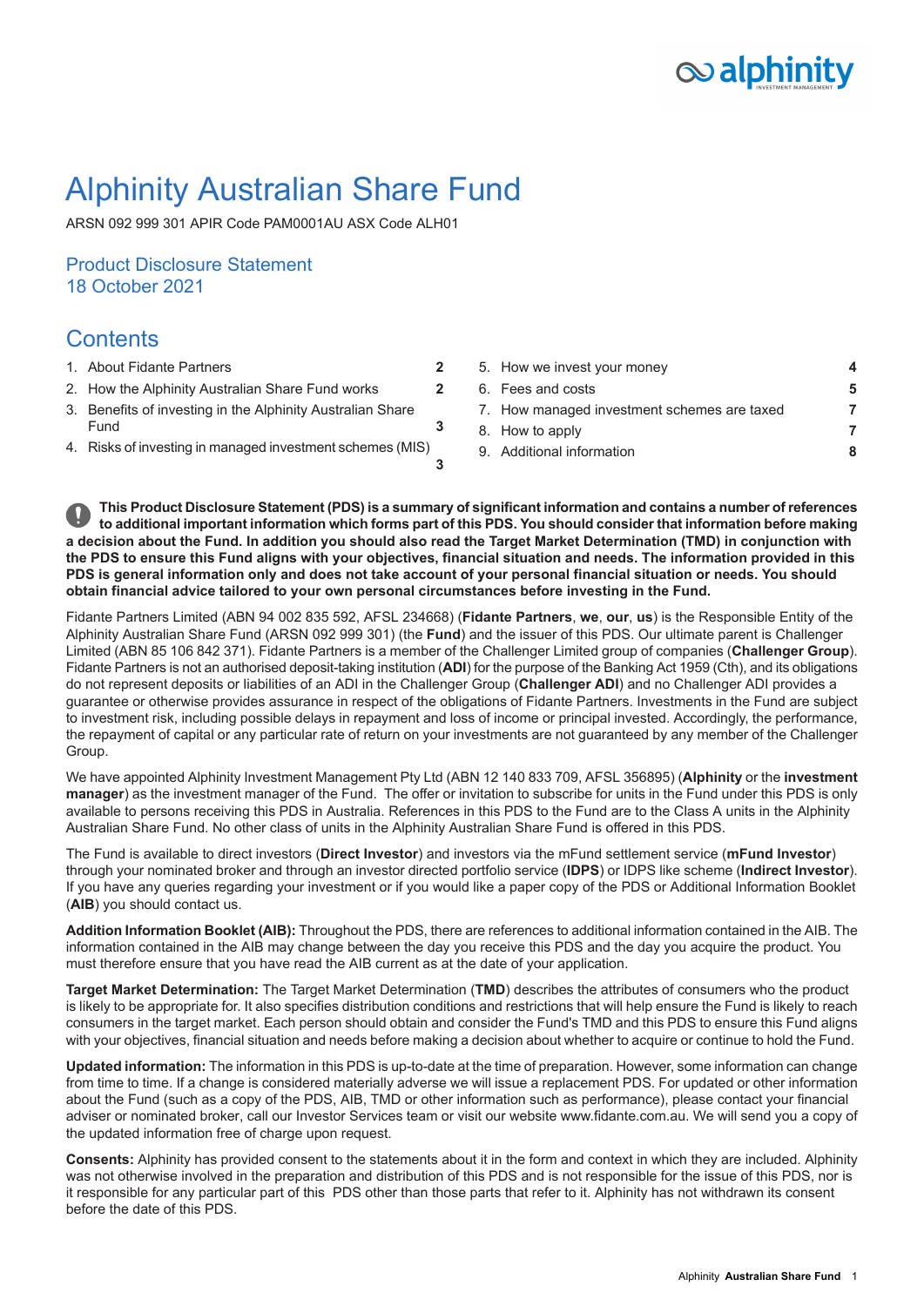# Alphinity Australian Share Fund

ARSN 092 999 301 APIR Code PAM0001AU ASX Code ALH01

## Product Disclosure Statement
## 18 October 2021

## Contents

| | | |
|---|---|---|
| 1. | About Fidante Partners | 2 |
| 2. | How the Alphinity Australian Share Fund works | 2 |
| 3. | Benefits of investing in the Alphinity Australian Share Fund | 3 |
| 4. | Risks of investing in managed investment schemes (MIS) | 3 |
| 5. | How we invest your money | 4 |
| 6. | Fees and costs | 5 |
| 7. | How managed investment schemes are taxed | 7 |
| 8. | How to apply | 7 |
| 9. | Additional information | 8 |

**This Product Disclosure Statement (PDS) is a summary of significant information and contains a number of references to additional important information which forms part of this PDS. You should consider that information before making a decision about the Fund. In addition you should also read the Target Market Determination (TMD) in conjunction with the PDS to ensure this Fund aligns with your objectives, financial situation and needs. The information provided in this PDS is general information only and does not take account of your personal financial situation or needs. You should obtain financial advice tailored to your own personal circumstances before investing in the Fund.**

Fidante Partners Limited (ABN 94 002 835 592, AFSL 234668) (**Fidante Partners**, **we**, **our**, **us**) is the Responsible Entity of the Alphinity Australian Share Fund (ARSN 092 999 301) (the **Fund**) and the issuer of this PDS. Our ultimate parent is Challenger Limited (ABN 85 106 842 371). Fidante Partners is a member of the Challenger Limited group of companies (**Challenger Group**). Fidante Partners is not an authorised deposit-taking institution (**ADI**) for the purpose of the Banking Act 1959 (Cth), and its obligations do not represent deposits or liabilities of an ADI in the Challenger Group (**Challenger ADI**) and no Challenger ADI provides a guarantee or otherwise provides assurance in respect of the obligations of Fidante Partners. Investments in the Fund are subject to investment risk, including possible delays in repayment and loss of income or principal invested. Accordingly, the performance, the repayment of capital or any particular rate of return on your investments are not guaranteed by any member of the Challenger Group.

We have appointed Alphinity Investment Management Pty Ltd (ABN 12 140 833 709, AFSL 356895) (**Alphinity** or the **investment manager**) as the investment manager of the Fund. The offer or invitation to subscribe for units in the Fund under this PDS is only available to persons receiving this PDS in Australia. References in this PDS to the Fund are to the Class A units in the Alphinity Australian Share Fund. No other class of units in the Alphinity Australian Share Fund is offered in this PDS.

The Fund is available to direct investors (**Direct Investor**) and investors via the mFund settlement service (**mFund Investor**) through your nominated broker and through an investor directed portfolio service (**IDPS**) or IDPS like scheme (**Indirect Investor**). If you have any queries regarding your investment or if you would like a paper copy of the PDS or Additional Information Booklet (**AIB**) you should contact us.

**Addition Information Booklet (AIB):** Throughout the PDS, there are references to additional information contained in the AIB. The information contained in the AIB may change between the day you receive this PDS and the day you acquire the product. You must therefore ensure that you have read the AIB current as at the date of your application.

**Target Market Determination:** The Target Market Determination (**TMD**) describes the attributes of consumers who the product is likely to be appropriate for. It also specifies distribution conditions and restrictions that will help ensure the Fund is likely to reach consumers in the target market. Each person should obtain and consider the Fund's TMD and this PDS to ensure this Fund aligns with your objectives, financial situation and needs before making a decision about whether to acquire or continue to hold the Fund.

**Updated information:** The information in this PDS is up-to-date at the time of preparation. However, some information can change from time to time. If a change is considered materially adverse we will issue a replacement PDS. For updated or other information about the Fund (such as a copy of the PDS, AIB, TMD or other information such as performance), please contact your financial adviser or nominated broker, call our Investor Services team or visit our website www.fidante.com.au. We will send you a copy of the updated information free of charge upon request.

**Consents:** Alphinity has provided consent to the statements about it in the form and context in which they are included. Alphinity was not otherwise involved in the preparation and distribution of this PDS and is not responsible for the issue of this PDS, nor is it responsible for any particular part of this PDS other than those parts that refer to it. Alphinity has not withdrawn its consent before the date of this PDS.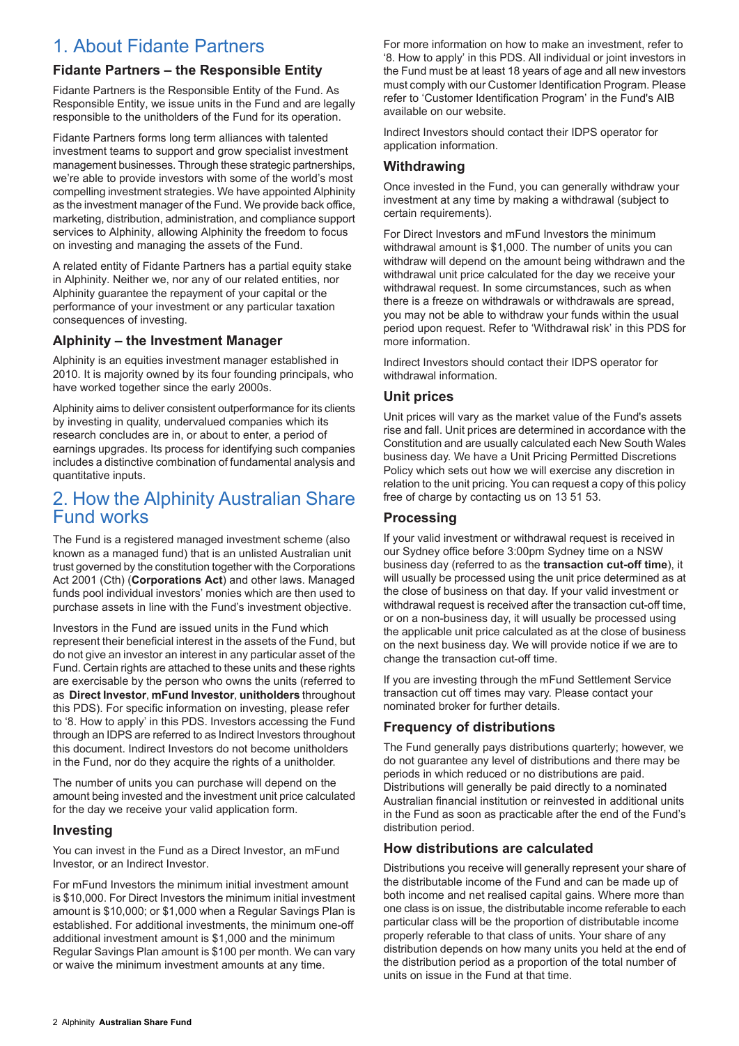# 1. About Fidante Partners

## Fidante Partners – the Responsible Entity

Fidante Partners is the Responsible Entity of the Fund. As Responsible Entity, we issue units in the Fund and are legally responsible to the unitholders of the Fund for its operation.

Fidante Partners forms long term alliances with talented investment teams to support and grow specialist investment management businesses. Through these strategic partnerships, we're able to provide investors with some of the world's most compelling investment strategies. We have appointed Alphinity as the investment manager of the Fund. We provide back office, marketing, distribution, administration, and compliance support services to Alphinity, allowing Alphinity the freedom to focus on investing and managing the assets of the Fund.

A related entity of Fidante Partners has a partial equity stake in Alphinity. Neither we, nor any of our related entities, nor Alphinity guarantee the repayment of your capital or the performance of your investment or any particular taxation consequences of investing.

## Alphinity – the Investment Manager

Alphinity is an equities investment manager established in 2010. It is majority owned by its four founding principals, who have worked together since the early 2000s.

Alphinity aims to deliver consistent outperformance for its clients by investing in quality, undervalued companies which its research concludes are in, or about to enter, a period of earnings upgrades. Its process for identifying such companies includes a distinctive combination of fundamental analysis and quantitative inputs.

# 2. How the Alphinity Australian Share Fund works

The Fund is a registered managed investment scheme (also known as a managed fund) that is an unlisted Australian unit trust governed by the constitution together with the Corporations Act 2001 (Cth) (**Corporations Act**) and other laws. Managed funds pool individual investors' monies which are then used to purchase assets in line with the Fund's investment objective.

Investors in the Fund are issued units in the Fund which represent their beneficial interest in the assets of the Fund, but do not give an investor an interest in any particular asset of the Fund. Certain rights are attached to these units and these rights are exercisable by the person who owns the units (referred to as **Direct Investor**, **mFund Investor**, **unitholders** throughout this PDS). For specific information on investing, please refer to '8. How to apply' in this PDS. Investors accessing the Fund through an IDPS are referred to as Indirect Investors throughout this document. Indirect Investors do not become unitholders in the Fund, nor do they acquire the rights of a unitholder.

The number of units you can purchase will depend on the amount being invested and the investment unit price calculated for the day we receive your valid application form.

## Investing

You can invest in the Fund as a Direct Investor, an mFund Investor, or an Indirect Investor.

For mFund Investors the minimum initial investment amount is $10,000. For Direct Investors the minimum initial investment amount is $10,000; or $1,000 when a Regular Savings Plan is established. For additional investments, the minimum one-off additional investment amount is $1,000 and the minimum Regular Savings Plan amount is $100 per month. We can vary or waive the minimum investment amounts at any time.

For more information on how to make an investment, refer to '8. How to apply' in this PDS. All individual or joint investors in the Fund must be at least 18 years of age and all new investors must comply with our Customer Identification Program. Please refer to 'Customer Identification Program' in the Fund's AIB available on our website.

Indirect Investors should contact their IDPS operator for application information.

## Withdrawing

Once invested in the Fund, you can generally withdraw your investment at any time by making a withdrawal (subject to certain requirements).

For Direct Investors and mFund Investors the minimum withdrawal amount is $1,000. The number of units you can withdraw will depend on the amount being withdrawn and the withdrawal unit price calculated for the day we receive your withdrawal request. In some circumstances, such as when there is a freeze on withdrawals or withdrawals are spread, you may not be able to withdraw your funds within the usual period upon request. Refer to 'Withdrawal risk' in this PDS for more information.

Indirect Investors should contact their IDPS operator for withdrawal information.

## Unit prices

Unit prices will vary as the market value of the Fund's assets rise and fall. Unit prices are determined in accordance with the Constitution and are usually calculated each New South Wales business day. We have a Unit Pricing Permitted Discretions Policy which sets out how we will exercise any discretion in relation to the unit pricing. You can request a copy of this policy free of charge by contacting us on 13 51 53.

## Processing

If your valid investment or withdrawal request is received in our Sydney office before 3:00pm Sydney time on a NSW business day (referred to as the **transaction cut-off time**), it will usually be processed using the unit price determined as at the close of business on that day. If your valid investment or withdrawal request is received after the transaction cut-off time, or on a non-business day, it will usually be processed using the applicable unit price calculated as at the close of business on the next business day. We will provide notice if we are to change the transaction cut-off time.

If you are investing through the mFund Settlement Service transaction cut off times may vary. Please contact your nominated broker for further details.

## Frequency of distributions

The Fund generally pays distributions quarterly; however, we do not guarantee any level of distributions and there may be periods in which reduced or no distributions are paid. Distributions will generally be paid directly to a nominated Australian financial institution or reinvested in additional units in the Fund as soon as practicable after the end of the Fund's distribution period.

## How distributions are calculated

Distributions you receive will generally represent your share of the distributable income of the Fund and can be made up of both income and net realised capital gains. Where more than one class is on issue, the distributable income referable to each particular class will be the proportion of distributable income properly referable to that class of units. Your share of any distribution depends on how many units you held at the end of the distribution period as a proportion of the total number of units on issue in the Fund at that time.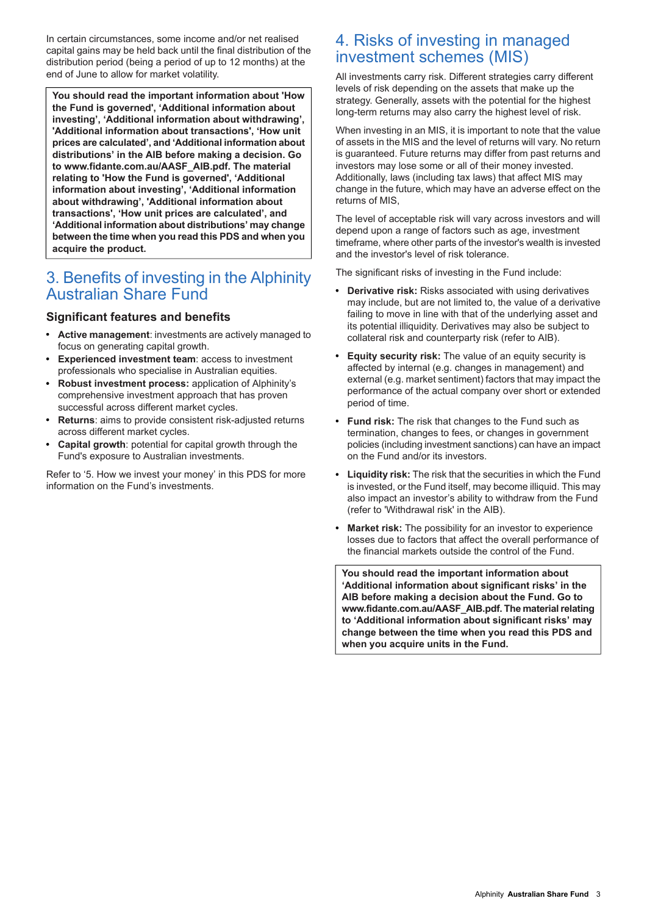In certain circumstances, some income and/or net realised capital gains may be held back until the final distribution of the distribution period (being a period of up to 12 months) at the end of June to allow for market volatility.

**You should read the important information about 'How the Fund is governed', 'Additional information about investing', 'Additional information about withdrawing', 'Additional information about transactions', 'How unit prices are calculated', and 'Additional information about distributions' in the AIB before making a decision. Go to www.fidante.com.au/AASF_AIB.pdf. The material relating to 'How the Fund is governed', 'Additional information about investing', 'Additional information about withdrawing', 'Additional information about transactions', 'How unit prices are calculated', and 'Additional information about distributions' may change between the time when you read this PDS and when you acquire the product.**

# 3. Benefits of investing in the Alphinity Australian Share Fund

## Significant features and benefits

- **Active management**: investments are actively managed to focus on generating capital growth.
- **Experienced investment team**: access to investment professionals who specialise in Australian equities.
- **Robust investment process:** application of Alphinity's comprehensive investment approach that has proven successful across different market cycles.
- **Returns**: aims to provide consistent risk-adjusted returns across different market cycles.
- **Capital growth**: potential for capital growth through the Fund's exposure to Australian investments.

Refer to '5. How we invest your money' in this PDS for more information on the Fund's investments.

# 4. Risks of investing in managed investment schemes (MIS)

All investments carry risk. Different strategies carry different levels of risk depending on the assets that make up the strategy. Generally, assets with the potential for the highest long-term returns may also carry the highest level of risk.

When investing in an MIS, it is important to note that the value of assets in the MIS and the level of returns will vary. No return is guaranteed. Future returns may differ from past returns and investors may lose some or all of their money invested. Additionally, laws (including tax laws) that affect MIS may change in the future, which may have an adverse effect on the returns of MIS,

The level of acceptable risk will vary across investors and will depend upon a range of factors such as age, investment timeframe, where other parts of the investor's wealth is invested and the investor's level of risk tolerance.

The significant risks of investing in the Fund include:

- **Derivative risk:** Risks associated with using derivatives may include, but are not limited to, the value of a derivative failing to move in line with that of the underlying asset and its potential illiquidity. Derivatives may also be subject to collateral risk and counterparty risk (refer to AIB).
- **Equity security risk:** The value of an equity security is affected by internal (e.g. changes in management) and external (e.g. market sentiment) factors that may impact the performance of the actual company over short or extended period of time.
- **Fund risk:** The risk that changes to the Fund such as termination, changes to fees, or changes in government policies (including investment sanctions) can have an impact on the Fund and/or its investors.
- **Liquidity risk:** The risk that the securities in which the Fund is invested, or the Fund itself, may become illiquid. This may also impact an investor's ability to withdraw from the Fund (refer to 'Withdrawal risk' in the AIB).
- **Market risk:** The possibility for an investor to experience losses due to factors that affect the overall performance of the financial markets outside the control of the Fund.

**You should read the important information about 'Additional information about significant risks' in the AIB before making a decision about the Fund. Go to www.fidante.com.au/AASF_AIB.pdf. The material relating to 'Additional information about significant risks' may change between the time when you read this PDS and when you acquire units in the Fund.**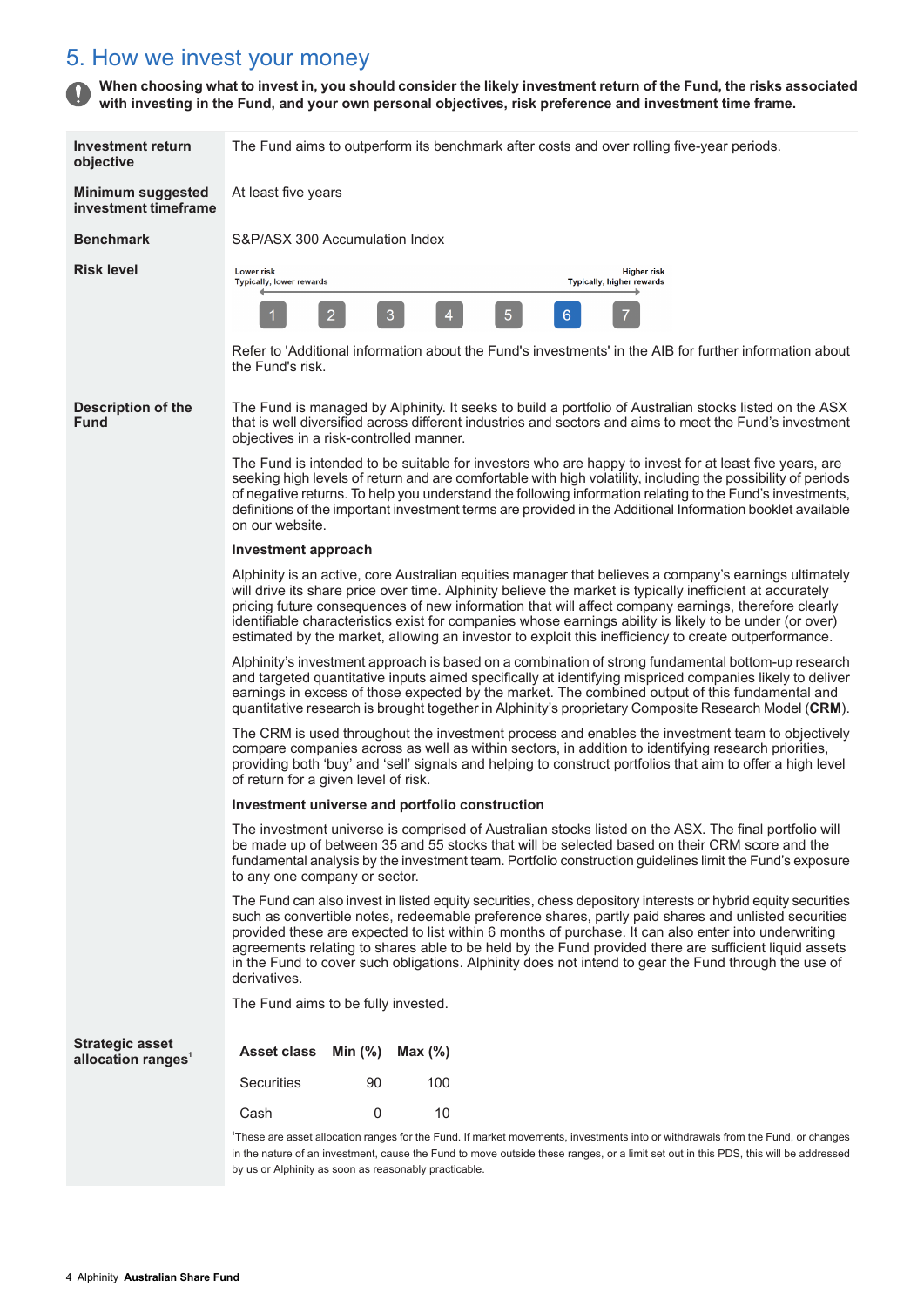# 5. How we invest your money

**When choosing what to invest in, you should consider the likely investment return of the Fund, the risks associated with investing in the Fund, and your own personal objectives, risk preference and investment time frame.**

**Investment return objective**

The Fund aims to outperform its benchmark after costs and over rolling five-year periods.

**Minimum suggested investment timeframe**

At least five years

**Benchmark**

S&P/ASX 300 Accumulation Index

**Risk level**

Lower risk
Typically, lower rewards

Higher risk
Typically, higher rewards

1 2 3 4 5 **6** 7

Refer to 'Additional information about the Fund's investments' in the AIB for further information about the Fund's risk.

**Description of the Fund**

The Fund is managed by Alphinity. It seeks to build a portfolio of Australian stocks listed on the ASX that is well diversified across different industries and sectors and aims to meet the Fund's investment objectives in a risk-controlled manner.

The Fund is intended to be suitable for investors who are happy to invest for at least five years, are seeking high levels of return and are comfortable with high volatility, including the possibility of periods of negative returns. To help you understand the following information relating to the Fund's investments, definitions of the important investment terms are provided in the Additional Information booklet available on our website.

**Investment approach**

Alphinity is an active, core Australian equities manager that believes a company's earnings ultimately will drive its share price over time. Alphinity believe the market is typically inefficient at accurately pricing future consequences of new information that will affect company earnings, therefore clearly identifiable characteristics exist for companies whose earnings ability is likely to be under (or over) estimated by the market, allowing an investor to exploit this inefficiency to create outperformance.

Alphinity's investment approach is based on a combination of strong fundamental bottom-up research and targeted quantitative inputs aimed specifically at identifying mispriced companies likely to deliver earnings in excess of those expected by the market. The combined output of this fundamental and quantitative research is brought together in Alphinity's proprietary Composite Research Model (**CRM**).

The CRM is used throughout the investment process and enables the investment team to objectively compare companies across as well as within sectors, in addition to identifying research priorities, providing both 'buy' and 'sell' signals and helping to construct portfolios that aim to offer a high level of return for a given level of risk.

**Investment universe and portfolio construction**

The investment universe is comprised of Australian stocks listed on the ASX. The final portfolio will be made up of between 35 and 55 stocks that will be selected based on their CRM score and the fundamental analysis by the investment team. Portfolio construction guidelines limit the Fund's exposure to any one company or sector.

The Fund can also invest in listed equity securities, chess depository interests or hybrid equity securities such as convertible notes, redeemable preference shares, partly paid shares and unlisted securities provided these are expected to list within 6 months of purchase. It can also enter into underwriting agreements relating to shares able to be held by the Fund provided there are sufficient liquid assets in the Fund to cover such obligations. Alphinity does not intend to gear the Fund through the use of derivatives.

The Fund aims to be fully invested.

**Strategic asset allocation ranges**[1]

| Asset class | Min (%) | Max (%) |
|---|---|---|
| Securities | 90 | 100 |
| Cash | 0 | 10 |

[1]These are asset allocation ranges for the Fund. If market movements, investments into or withdrawals from the Fund, or changes in the nature of an investment, cause the Fund to move outside these ranges, or a limit set out in this PDS, this will be addressed by us or Alphinity as soon as reasonably practicable.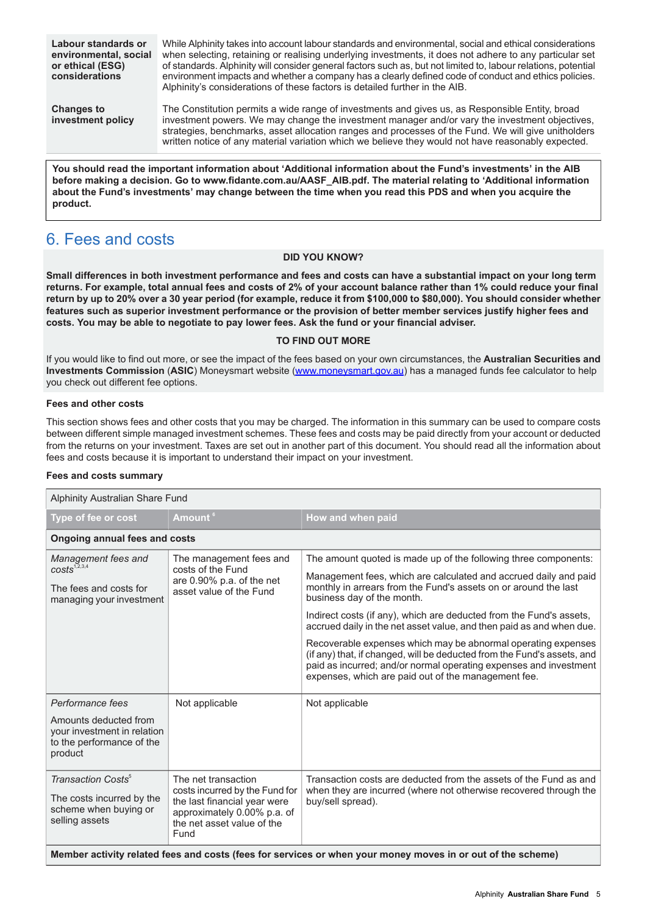| | |
|---|---|
| **Labour standards or environmental, social or ethical (ESG) considerations** | While Alphinity takes into account labour standards and environmental, social and ethical considerations when selecting, retaining or realising underlying investments, it does not adhere to any particular set of standards. Alphinity will consider general factors such as, but not limited to, labour relations, potential environment impacts and whether a company has a clearly defined code of conduct and ethics policies. Alphinity's considerations of these factors is detailed further in the AIB. |
| **Changes to investment policy** | The Constitution permits a wide range of investments and gives us, as Responsible Entity, broad investment powers. We may change the investment manager and/or vary the investment objectives, strategies, benchmarks, asset allocation ranges and processes of the Fund. We will give unitholders written notice of any material variation which we believe they would not have reasonably expected. |

**You should read the important information about 'Additional information about the Fund's investments' in the AIB before making a decision. Go to www.fidante.com.au/AASF_AIB.pdf. The material relating to 'Additional information about the Fund's investments' may change between the time when you read this PDS and when you acquire the product.**

## 6. Fees and costs

**DID YOU KNOW?**

**Small differences in both investment performance and fees and costs can have a substantial impact on your long term returns. For example, total annual fees and costs of 2% of your account balance rather than 1% could reduce your final return by up to 20% over a 30 year period (for example, reduce it from $100,000 to $80,000). You should consider whether features such as superior investment performance or the provision of better member services justify higher fees and costs. You may be able to negotiate to pay lower fees. Ask the fund or your financial adviser.**

**TO FIND OUT MORE**

If you would like to find out more, or see the impact of the fees based on your own circumstances, the **Australian Securities and Investments Commission** (**ASIC**) Moneysmart website (www.moneysmart.gov.au) has a managed funds fee calculator to help you check out different fee options.

#### Fees and other costs

This section shows fees and other costs that you may be charged. The information in this summary can be used to compare costs between different simple managed investment schemes. These fees and costs may be paid directly from your account or deducted from the returns on your investment. Taxes are set out in another part of this document. You should read all the information about fees and costs because it is important to understand their impact on your investment.

#### Fees and costs summary

| Alphinity Australian Share Fund | | |
|---|---|---|
| **Type of fee or cost** | **Amount** [6] | **How and when paid** |
| **Ongoing annual fees and costs** | | |
| *Management fees and costs*[1,2,3,4]<br><br>The fees and costs for managing your investment | The management fees and costs of the Fund are 0.90% p.a. of the net asset value of the Fund | The amount quoted is made up of the following three components:<br><br>Management fees, which are calculated and accrued daily and paid monthly in arrears from the Fund's assets on or around the last business day of the month.<br><br>Indirect costs (if any), which are deducted from the Fund's assets, accrued daily in the net asset value, and then paid as and when due.<br><br>Recoverable expenses which may be abnormal operating expenses (if any) that, if changed, will be deducted from the Fund's assets, and paid as incurred; and/or normal operating expenses and investment expenses, which are paid out of the management fee. |
| *Performance fees*<br><br>Amounts deducted from your investment in relation to the performance of the product | Not applicable | Not applicable |
| *Transaction Costs*[5]<br><br>The costs incurred by the scheme when buying or selling assets | The net transaction costs incurred by the Fund for the last financial year were approximately 0.00% p.a. of the net asset value of the Fund | Transaction costs are deducted from the assets of the Fund as and when they are incurred (where not otherwise recovered through the buy/sell spread). |
| **Member activity related fees and costs (fees for services or when your money moves in or out of the scheme)** | | |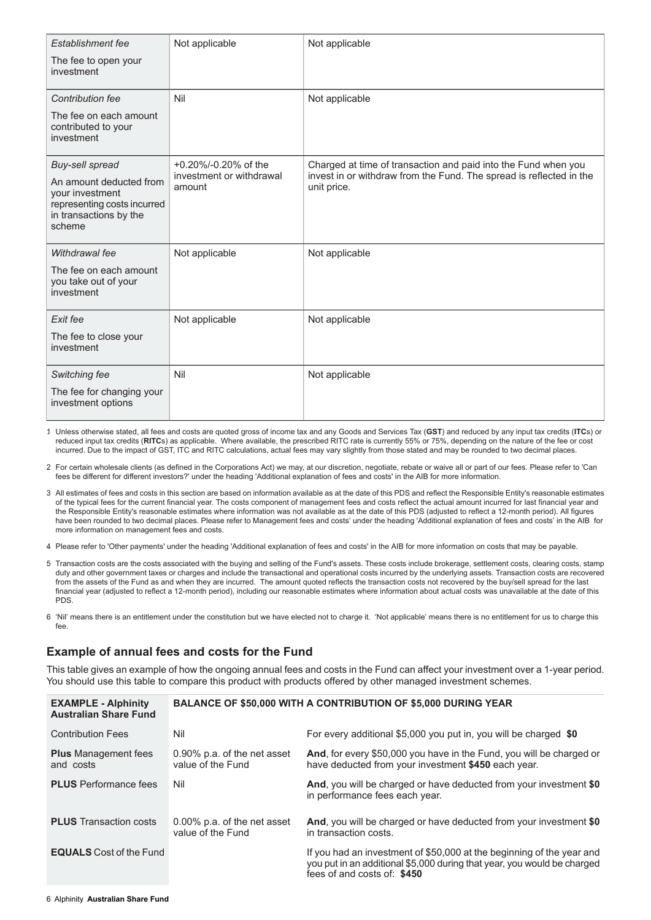| | | |
|---|---|---|
| *Establishment fee*<br><br>The fee to open your investment | Not applicable | Not applicable |
| *Contribution fee*<br><br>The fee on each amount contributed to your investment | Nil | Not applicable |
| *Buy-sell spread*<br><br>An amount deducted from your investment representing costs incurred in transactions by the scheme | +0.20%/-0.20% of the investment or withdrawal amount | Charged at time of transaction and paid into the Fund when you invest in or withdraw from the Fund. The spread is reflected in the unit price. |
| *Withdrawal fee*<br><br>The fee on each amount you take out of your investment | Not applicable | Not applicable |
| *Exit fee*<br><br>The fee to close your investment | Not applicable | Not applicable |
| *Switching fee*<br><br>The fee for changing your investment options | Nil | Not applicable |

1 Unless otherwise stated, all fees and costs are quoted gross of income tax and any Goods and Services Tax (**GST**) and reduced by any input tax credits (**ITC**s) or reduced input tax credits (**RITC**s) as applicable. Where available, the prescribed RITC rate is currently 55% or 75%, depending on the nature of the fee or cost incurred. Due to the impact of GST, ITC and RITC calculations, actual fees may vary slightly from those stated and may be rounded to two decimal places.

2 For certain wholesale clients (as defined in the Corporations Act) we may, at our discretion, negotiate, rebate or waive all or part of our fees. Please refer to 'Can fees be different for different investors?' under the heading 'Additional explanation of fees and costs' in the AIB for more information.

3 All estimates of fees and costs in this section are based on information available as at the date of this PDS and reflect the Responsible Entity's reasonable estimates of the typical fees for the current financial year. The costs component of management fees and costs reflect the actual amount incurred for last financial year and the Responsible Entity's reasonable estimates where information was not available as at the date of this PDS (adjusted to reflect a 12-month period). All figures have been rounded to two decimal places. Please refer to Management fees and costs' under the heading 'Additional explanation of fees and costs' in the AIB for more information on management fees and costs.

4 Please refer to 'Other payments' under the heading 'Additional explanation of fees and costs' in the AIB for more information on costs that may be payable.

5 Transaction costs are the costs associated with the buying and selling of the Fund's assets. These costs include brokerage, settlement costs, clearing costs, stamp duty and other government taxes or charges and include the transactional and operational costs incurred by the underlying assets. Transaction costs are recovered from the assets of the Fund as and when they are incurred. The amount quoted reflects the transaction costs not recovered by the buy/sell spread for the last financial year (adjusted to reflect a 12-month period), including our reasonable estimates where information about actual costs was unavailable at the date of this PDS.

6 'Nil' means there is an entitlement under the constitution but we have elected not to charge it. 'Not applicable' means there is no entitlement for us to charge this fee.

## Example of annual fees and costs for the Fund

This table gives an example of how the ongoing annual fees and costs in the Fund can affect your investment over a 1-year period. You should use this table to compare this product with products offered by other managed investment schemes.

| **EXAMPLE - Alphinity Australian Share Fund** | **BALANCE OF $50,000 WITH A CONTRIBUTION OF $5,000 DURING YEAR** | |
|---|---|---|
| Contribution Fees | Nil | For every additional $5,000 you put in, you will be charged **$0** |
| **Plus** Management fees and costs | 0.90% p.a. of the net asset value of the Fund | **And**, for every $50,000 you have in the Fund, you will be charged or have deducted from your investment **$450** each year. |
| **PLUS** Performance fees | Nil | **And**, you will be charged or have deducted from your investment **$0** in performance fees each year. |
| **PLUS** Transaction costs | 0.00% p.a. of the net asset value of the Fund | **And**, you will be charged or have deducted from your investment **$0** in transaction costs. |
| **EQUALS** Cost of the Fund | | If you had an investment of $50,000 at the beginning of the year and you put in an additional $5,000 during that year, you would be charged fees and costs of: **$450** |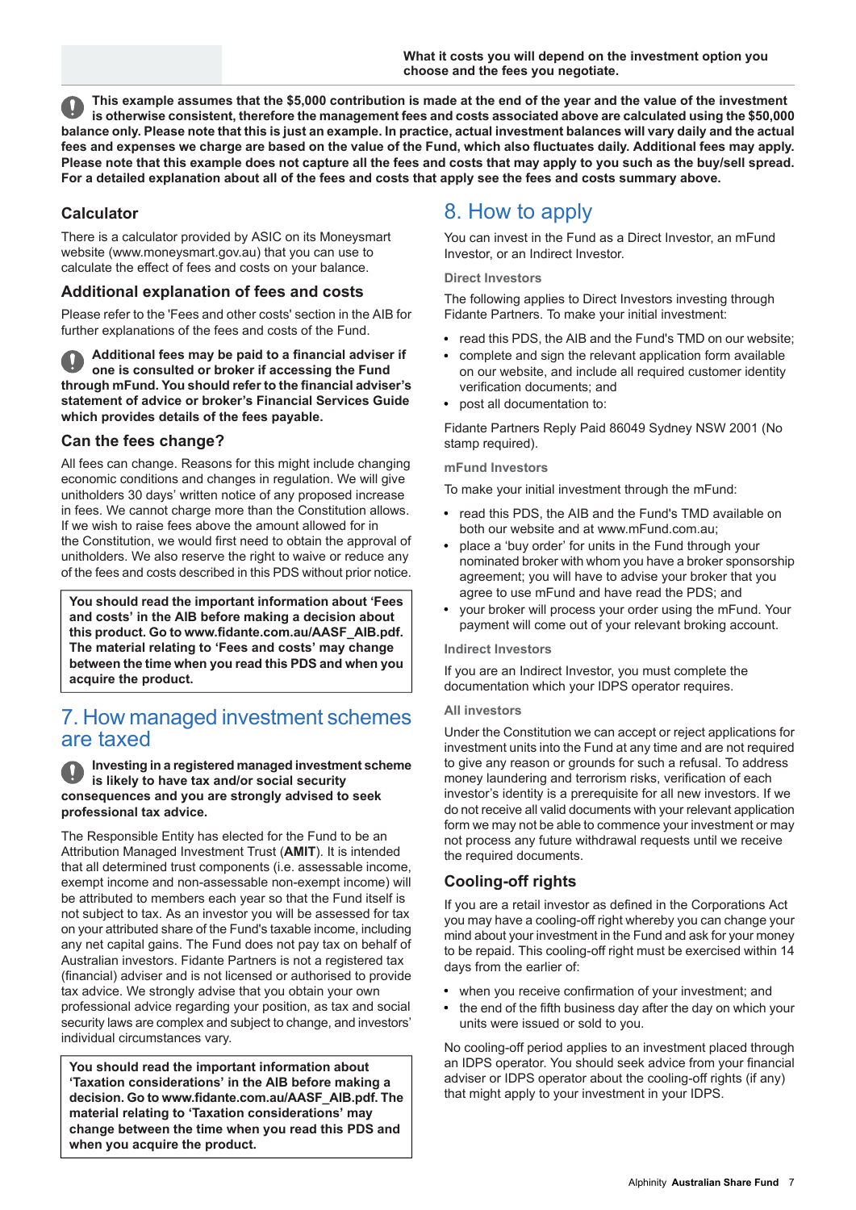What it costs you will depend on the investment option you choose and the fees you negotiate.

**This example assumes that the $5,000 contribution is made at the end of the year and the value of the investment is otherwise consistent, therefore the management fees and costs associated above are calculated using the $50,000 balance only. Please note that this is just an example. In practice, actual investment balances will vary daily and the actual fees and expenses we charge are based on the value of the Fund, which also fluctuates daily. Additional fees may apply. Please note that this example does not capture all the fees and costs that may apply to you such as the buy/sell spread. For a detailed explanation about all of the fees and costs that apply see the fees and costs summary above.**

### Calculator

There is a calculator provided by ASIC on its Moneysmart website (www.moneysmart.gov.au) that you can use to calculate the effect of fees and costs on your balance.

### Additional explanation of fees and costs

Please refer to the 'Fees and other costs' section in the AIB for further explanations of the fees and costs of the Fund.

**Additional fees may be paid to a financial adviser if one is consulted or broker if accessing the Fund through mFund. You should refer to the financial adviser's statement of advice or broker's Financial Services Guide which provides details of the fees payable.**

### Can the fees change?

All fees can change. Reasons for this might include changing economic conditions and changes in regulation. We will give unitholders 30 days' written notice of any proposed increase in fees. We cannot charge more than the Constitution allows. If we wish to raise fees above the amount allowed for in the Constitution, we would first need to obtain the approval of unitholders. We also reserve the right to waive or reduce any of the fees and costs described in this PDS without prior notice.

**You should read the important information about 'Fees and costs' in the AIB before making a decision about this product. Go to www.fidante.com.au/AASF_AIB.pdf. The material relating to 'Fees and costs' may change between the time when you read this PDS and when you acquire the product.**

## 7. How managed investment schemes are taxed

**Investing in a registered managed investment scheme is likely to have tax and/or social security consequences and you are strongly advised to seek professional tax advice.**

The Responsible Entity has elected for the Fund to be an Attribution Managed Investment Trust (**AMIT**). It is intended that all determined trust components (i.e. assessable income, exempt income and non-assessable non-exempt income) will be attributed to members each year so that the Fund itself is not subject to tax. As an investor you will be assessed for tax on your attributed share of the Fund's taxable income, including any net capital gains. The Fund does not pay tax on behalf of Australian investors. Fidante Partners is not a registered tax (financial) adviser and is not licensed or authorised to provide tax advice. We strongly advise that you obtain your own professional advice regarding your position, as tax and social security laws are complex and subject to change, and investors' individual circumstances vary.

**You should read the important information about 'Taxation considerations' in the AIB before making a decision. Go to www.fidante.com.au/AASF_AIB.pdf. The material relating to 'Taxation considerations' may change between the time when you read this PDS and when you acquire the product.**

## 8. How to apply

You can invest in the Fund as a Direct Investor, an mFund Investor, or an Indirect Investor.

#### Direct Investors

The following applies to Direct Investors investing through Fidante Partners. To make your initial investment:

- read this PDS, the AIB and the Fund's TMD on our website;
- complete and sign the relevant application form available on our website, and include all required customer identity verification documents; and
- post all documentation to:

Fidante Partners Reply Paid 86049 Sydney NSW 2001 (No stamp required).

#### mFund Investors

To make your initial investment through the mFund:

- read this PDS, the AIB and the Fund's TMD available on both our website and at www.mFund.com.au;
- place a 'buy order' for units in the Fund through your nominated broker with whom you have a broker sponsorship agreement; you will have to advise your broker that you agree to use mFund and have read the PDS; and
- your broker will process your order using the mFund. Your payment will come out of your relevant broking account.

#### Indirect Investors

If you are an Indirect Investor, you must complete the documentation which your IDPS operator requires.

#### All investors

Under the Constitution we can accept or reject applications for investment units into the Fund at any time and are not required to give any reason or grounds for such a refusal. To address money laundering and terrorism risks, verification of each investor's identity is a prerequisite for all new investors. If we do not receive all valid documents with your relevant application form we may not be able to commence your investment or may not process any future withdrawal requests until we receive the required documents.

### Cooling-off rights

If you are a retail investor as defined in the Corporations Act you may have a cooling-off right whereby you can change your mind about your investment in the Fund and ask for your money to be repaid. This cooling-off right must be exercised within 14 days from the earlier of:

- when you receive confirmation of your investment; and
- the end of the fifth business day after the day on which your units were issued or sold to you.

No cooling-off period applies to an investment placed through an IDPS operator. You should seek advice from your financial adviser or IDPS operator about the cooling-off rights (if any) that might apply to your investment in your IDPS.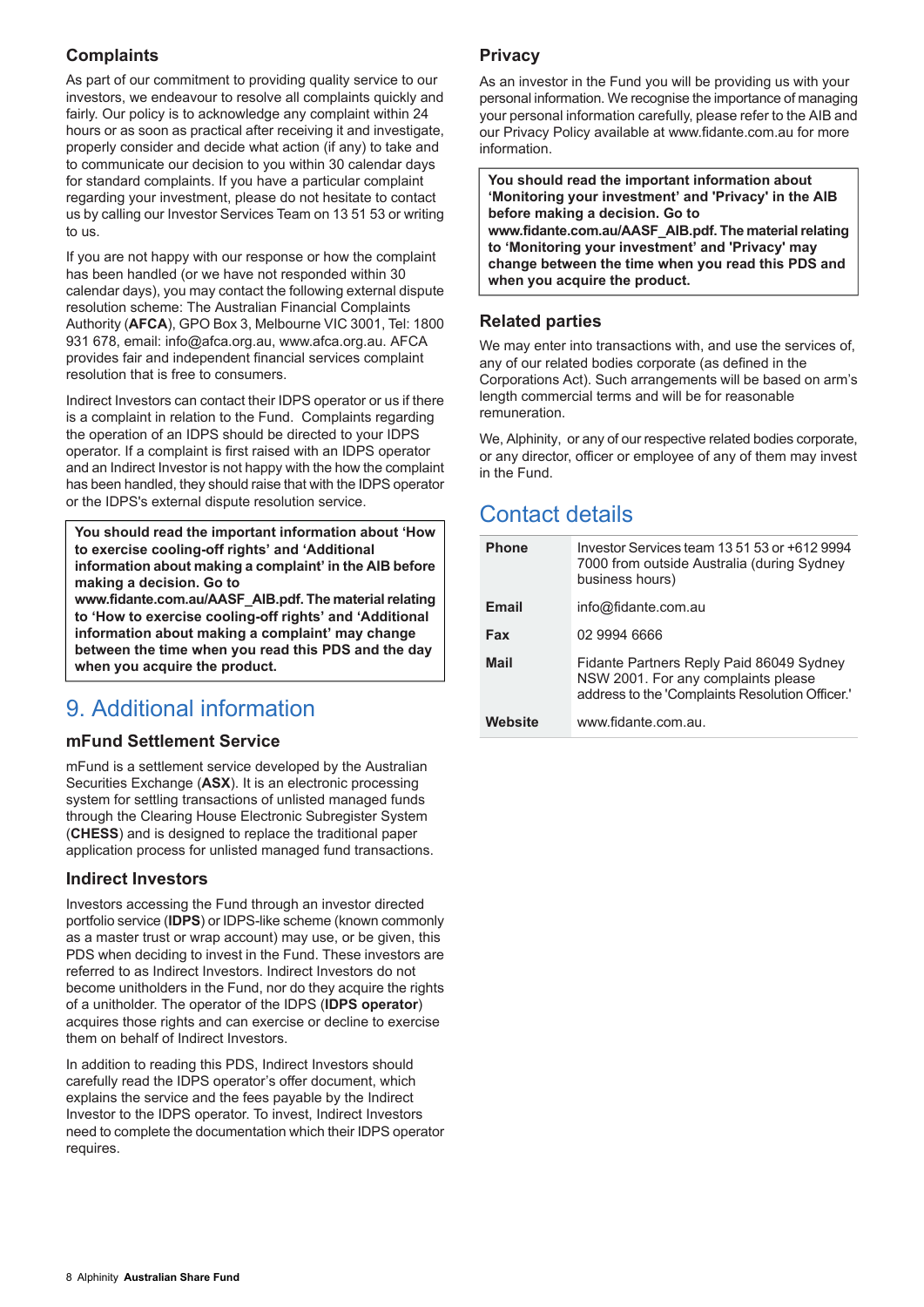### Complaints

As part of our commitment to providing quality service to our investors, we endeavour to resolve all complaints quickly and fairly. Our policy is to acknowledge any complaint within 24 hours or as soon as practical after receiving it and investigate, properly consider and decide what action (if any) to take and to communicate our decision to you within 30 calendar days for standard complaints. If you have a particular complaint regarding your investment, please do not hesitate to contact us by calling our Investor Services Team on 13 51 53 or writing to us.

If you are not happy with our response or how the complaint has been handled (or we have not responded within 30 calendar days), you may contact the following external dispute resolution scheme: The Australian Financial Complaints Authority (**AFCA**), GPO Box 3, Melbourne VIC 3001, Tel: 1800 931 678, email: info@afca.org.au, www.afca.org.au. AFCA provides fair and independent financial services complaint resolution that is free to consumers.

Indirect Investors can contact their IDPS operator or us if there is a complaint in relation to the Fund. Complaints regarding the operation of an IDPS should be directed to your IDPS operator. If a complaint is first raised with an IDPS operator and an Indirect Investor is not happy with the how the complaint has been handled, they should raise that with the IDPS operator or the IDPS's external dispute resolution service.

**You should read the important information about 'How to exercise cooling-off rights' and 'Additional information about making a complaint' in the AIB before making a decision. Go to www.fidante.com.au/AASF_AIB.pdf. The material relating to 'How to exercise cooling-off rights' and 'Additional information about making a complaint' may change between the time when you read this PDS and the day when you acquire the product.**

## 9. Additional information

### mFund Settlement Service

mFund is a settlement service developed by the Australian Securities Exchange (**ASX**). It is an electronic processing system for settling transactions of unlisted managed funds through the Clearing House Electronic Subregister System (**CHESS**) and is designed to replace the traditional paper application process for unlisted managed fund transactions.

### Indirect Investors

Investors accessing the Fund through an investor directed portfolio service (**IDPS**) or IDPS-like scheme (known commonly as a master trust or wrap account) may use, or be given, this PDS when deciding to invest in the Fund. These investors are referred to as Indirect Investors. Indirect Investors do not become unitholders in the Fund, nor do they acquire the rights of a unitholder. The operator of the IDPS (**IDPS operator**) acquires those rights and can exercise or decline to exercise them on behalf of Indirect Investors.

In addition to reading this PDS, Indirect Investors should carefully read the IDPS operator's offer document, which explains the service and the fees payable by the Indirect Investor to the IDPS operator. To invest, Indirect Investors need to complete the documentation which their IDPS operator requires.

### Privacy

As an investor in the Fund you will be providing us with your personal information. We recognise the importance of managing your personal information carefully, please refer to the AIB and our Privacy Policy available at www.fidante.com.au for more information.

**You should read the important information about 'Monitoring your investment' and 'Privacy' in the AIB before making a decision. Go to www.fidante.com.au/AASF_AIB.pdf. The material relating to 'Monitoring your investment' and 'Privacy' may change between the time when you read this PDS and when you acquire the product.**

### Related parties

We may enter into transactions with, and use the services of, any of our related bodies corporate (as defined in the Corporations Act). Such arrangements will be based on arm's length commercial terms and will be for reasonable remuneration.

We, Alphinity, or any of our respective related bodies corporate, or any director, officer or employee of any of them may invest in the Fund.

## Contact details

| | |
|---|---|
| **Phone** | Investor Services team 13 51 53 or +612 9994 7000 from outside Australia (during Sydney business hours) |
| **Email** | info@fidante.com.au |
| **Fax** | 02 9994 6666 |
| **Mail** | Fidante Partners Reply Paid 86049 Sydney NSW 2001. For any complaints please address to the 'Complaints Resolution Officer.' |
| **Website** | www.fidante.com.au. |